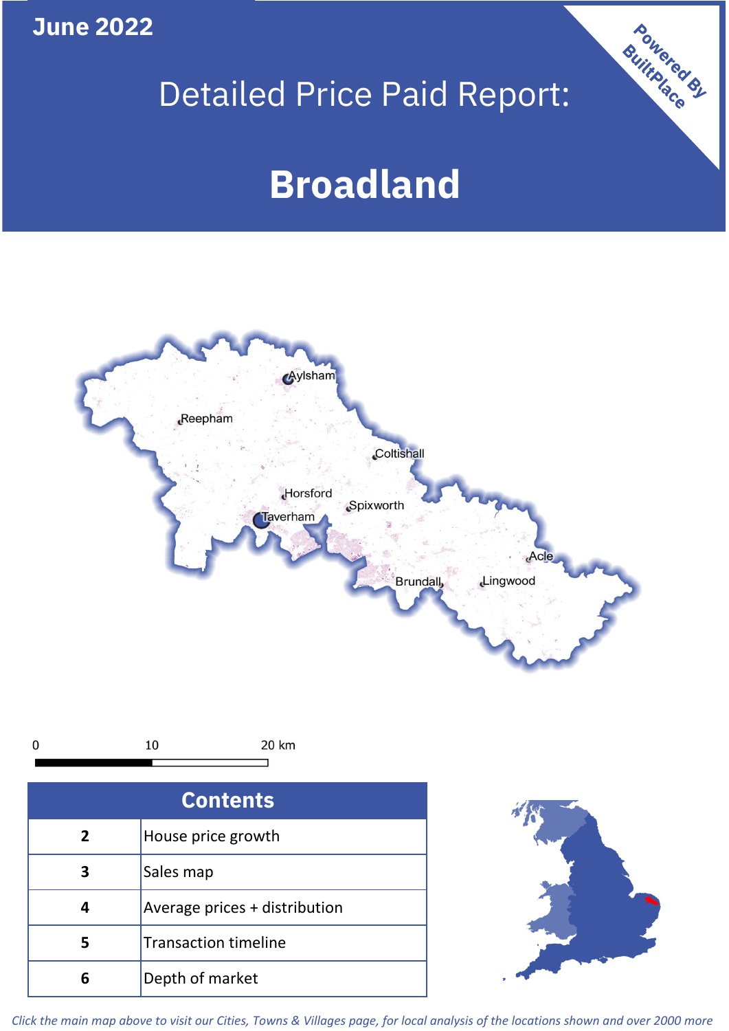June 2022

# Detailed Price Paid Report:

# Broadland

Powered By BuiltPlace

Aylsham
Reepham
Coltishall
Horsford
Spixworth
Taverham
Acle
Brundall
Lingwood

0
10
20 km

| Contents | |
|---|---|
| 2 | House price growth |
| 3 | Sales map |
| 4 | Average prices + distribution |
| 5 | Transaction timeline |
| 6 | Depth of market |

*Click the main map above to visit our Cities, Towns & Villages page, for local analysis of the locations shown and over 2000 more*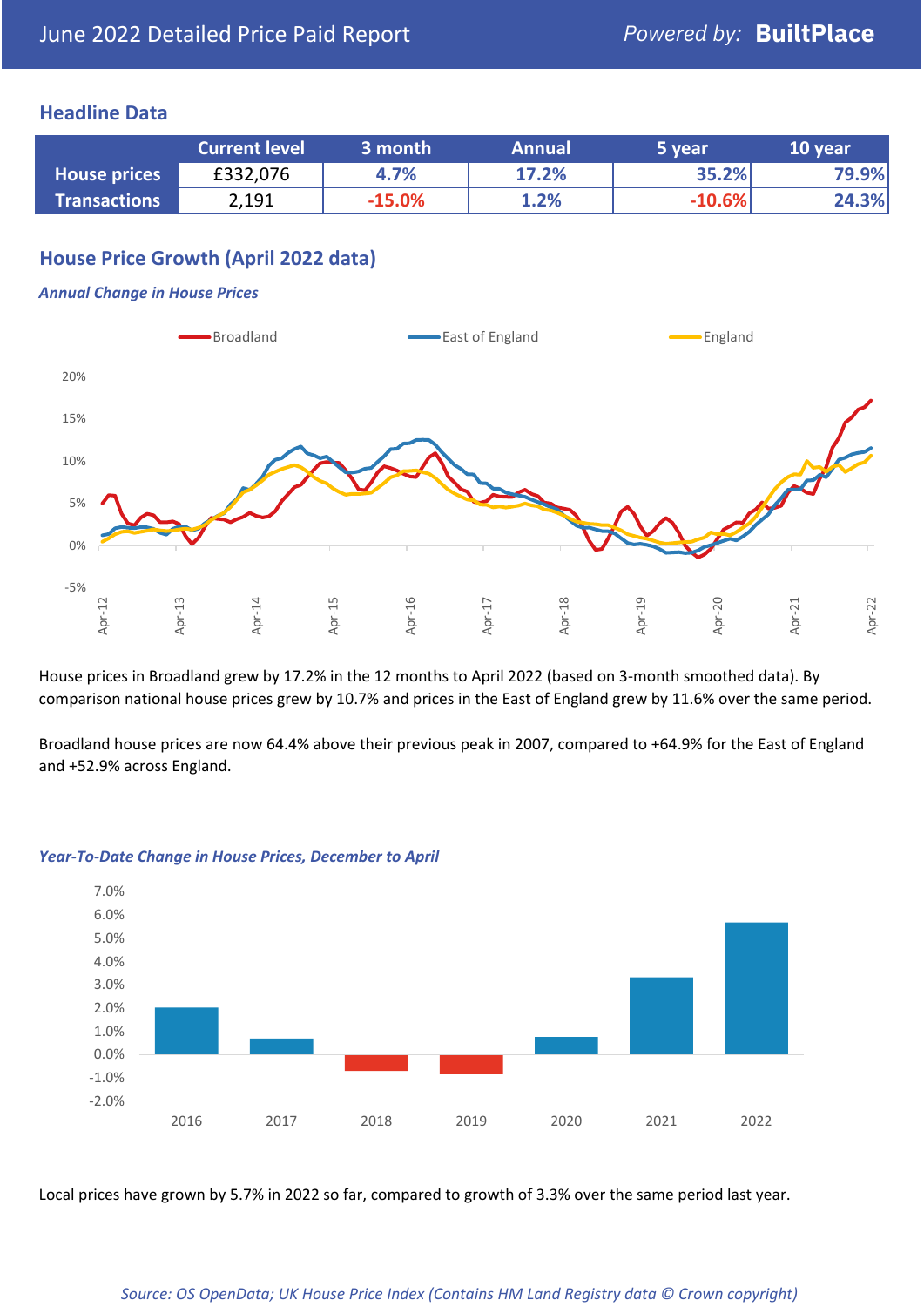June 2022 Detailed Price Paid Report

Powered by: **BuiltPlace**

## Headline Data

| | Current level | 3 month | Annual | 5 year | 10 year |
|---|---|---|---|---|---|
| **House prices** | £332,076 | 4.7% | 17.2% | 35.2% | 79.9% |
| **Transactions** | 2,191 | -15.0% | 1.2% | -10.6% | 24.3% |

## House Price Growth (April 2022 data)

### *Annual Change in House Prices*

Broadland
East of England
England

20%
15%
10%
5%
0%
-5%

Apr-12
Apr-13
Apr-14
Apr-15
Apr-16
Apr-17
Apr-18
Apr-19
Apr-20
Apr-21
Apr-22

House prices in Broadland grew by 17.2% in the 12 months to April 2022 (based on 3-month smoothed data). By comparison national house prices grew by 10.7% and prices in the East of England grew by 11.6% over the same period.

Broadland house prices are now 64.4% above their previous peak in 2007, compared to +64.9% for the East of England and +52.9% across England.

### *Year-To-Date Change in House Prices, December to April*

7.0%
6.0%
5.0%
4.0%
3.0%
2.0%
1.0%
0.0%
-1.0%
-2.0%

2016
2017
2018
2019
2020
2021
2022

Local prices have grown by 5.7% in 2022 so far, compared to growth of 3.3% over the same period last year.

*Source: OS OpenData; UK House Price Index (Contains HM Land Registry data © Crown copyright)*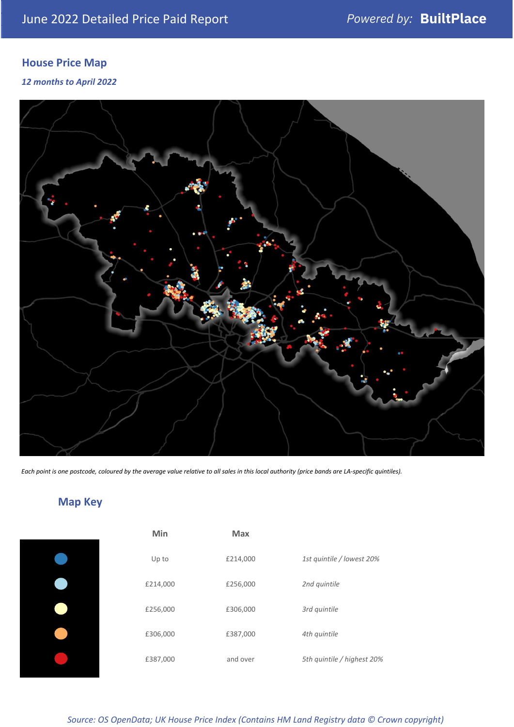## House Price Map

*12 months to April 2022*

*Each point is one postcode, coloured by the average value relative to all sales in this local authority (price bands are LA-specific quintiles).*

## Map Key

| | Min | Max | |
|---|---|---|---|
| | Up to | £214,000 | *1st quintile / lowest 20%* |
| | £214,000 | £256,000 | *2nd quintile* |
| | £256,000 | £306,000 | *3rd quintile* |
| | £306,000 | £387,000 | *4th quintile* |
| | £387,000 | and over | *5th quintile / highest 20%* |

*Source: OS OpenData; UK House Price Index (Contains HM Land Registry data © Crown copyright)*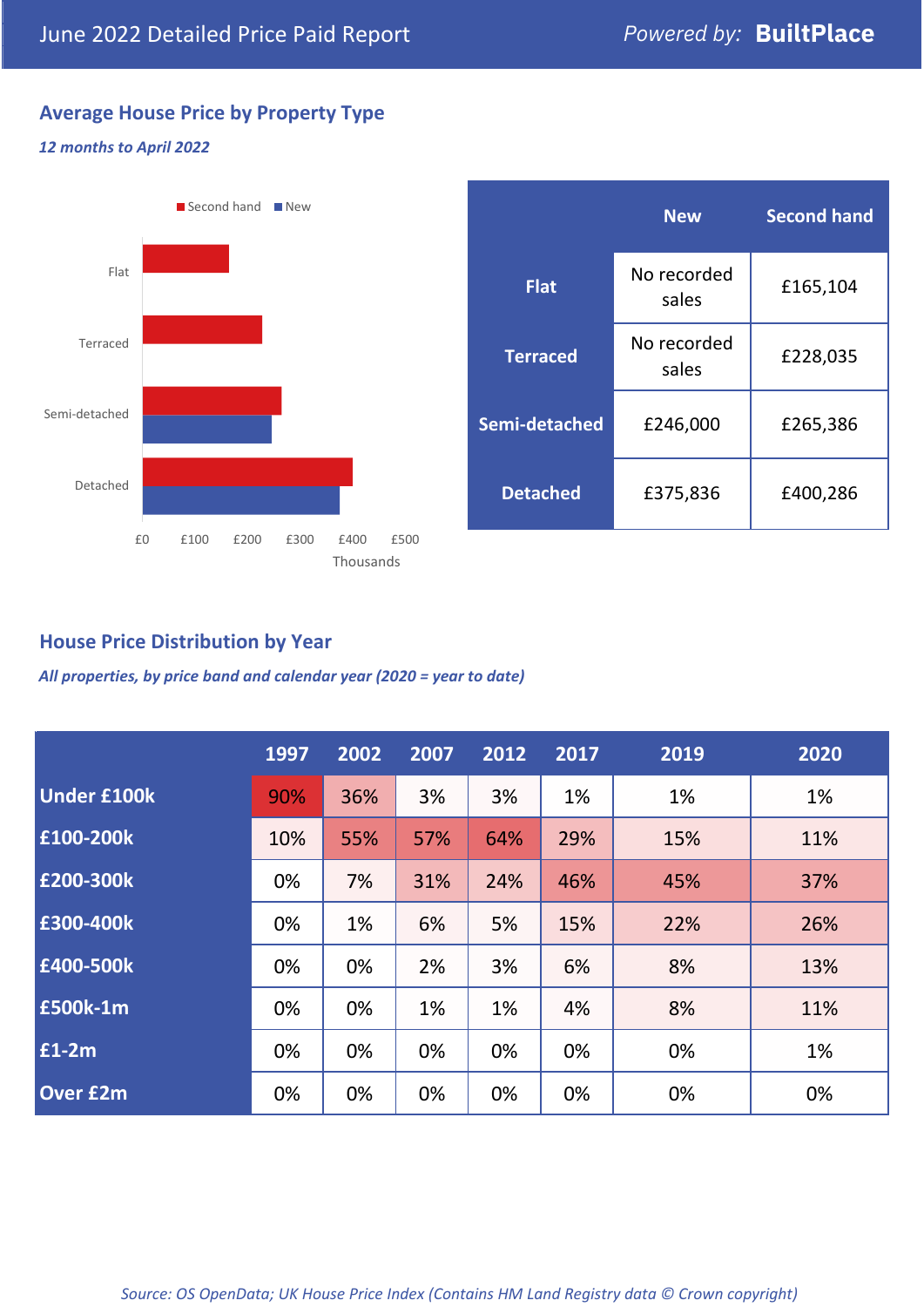June 2022 Detailed Price Paid Report

Powered by: **BuiltPlace**

## Average House Price by Property Type

*12 months to April 2022*

Second hand
New

Flat
Terraced
Semi-detached
Detached

£0
£100
£200
£300
£400
£500
Thousands

| | New | Second hand |
|---|---|---|
| **Flat** | No recorded sales | £165,104 |
| **Terraced** | No recorded sales | £228,035 |
| **Semi-detached** | £246,000 | £265,386 |
| **Detached** | £375,836 | £400,286 |

## House Price Distribution by Year

*All properties, by price band and calendar year (2020 = year to date)*

| | 1997 | 2002 | 2007 | 2012 | 2017 | 2019 | 2020 |
|---|---|---|---|---|---|---|---|
| **Under £100k** | 90% | 36% | 3% | 3% | 1% | 1% | 1% |
| **£100-200k** | 10% | 55% | 57% | 64% | 29% | 15% | 11% |
| **£200-300k** | 0% | 7% | 31% | 24% | 46% | 45% | 37% |
| **£300-400k** | 0% | 1% | 6% | 5% | 15% | 22% | 26% |
| **£400-500k** | 0% | 0% | 2% | 3% | 6% | 8% | 13% |
| **£500k-1m** | 0% | 0% | 1% | 1% | 4% | 8% | 11% |
| **£1-2m** | 0% | 0% | 0% | 0% | 0% | 0% | 1% |
| **Over £2m** | 0% | 0% | 0% | 0% | 0% | 0% | 0% |

*Source: OS OpenData; UK House Price Index (Contains HM Land Registry data © Crown copyright)*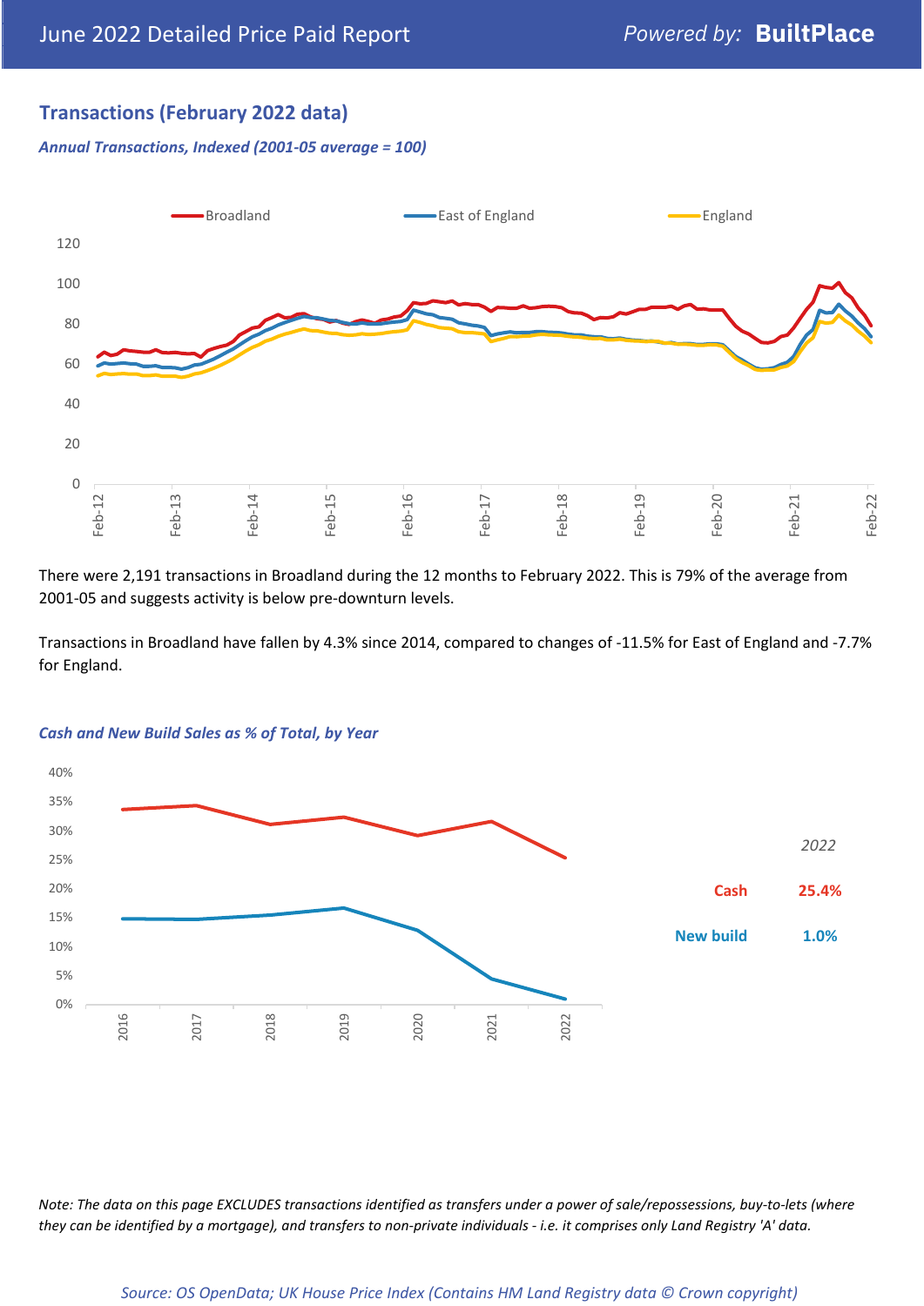June 2022 Detailed Price Paid Report

Powered by: **BuiltPlace**

## Transactions (February 2022 data)

*Annual Transactions, Indexed (2001-05 average = 100)*

Broadland
East of England
England

120
100
80
60
40
20
0

Feb-12
Feb-13
Feb-14
Feb-15
Feb-16
Feb-17
Feb-18
Feb-19
Feb-20
Feb-21
Feb-22

There were 2,191 transactions in Broadland during the 12 months to February 2022. This is 79% of the average from 2001-05 and suggests activity is below pre-downturn levels.

Transactions in Broadland have fallen by 4.3% since 2014, compared to changes of -11.5% for East of England and -7.7% for England.

*Cash and New Build Sales as % of Total, by Year*

40%
35%
30%
25%
20%
15%
10%
5%
0%

2016
2017
2018
2019
2020
2021
2022

*2022*

Cash 25.4%

New build 1.0%

*Note: The data on this page EXCLUDES transactions identified as transfers under a power of sale/repossessions, buy-to-lets (where they can be identified by a mortgage), and transfers to non-private individuals - i.e. it comprises only Land Registry 'A' data.*

*Source: OS OpenData; UK House Price Index (Contains HM Land Registry data © Crown copyright)*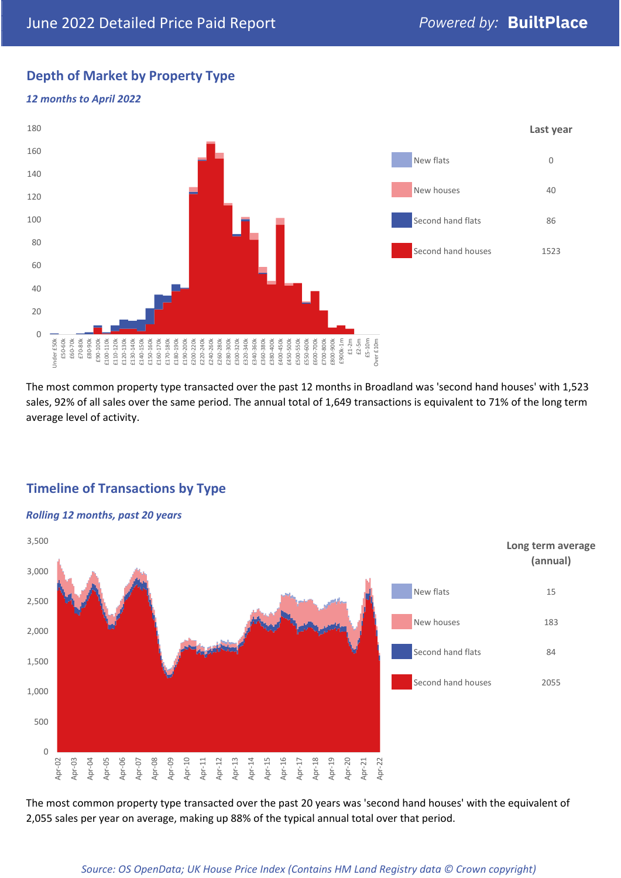June 2022 Detailed Price Paid Report

Powered by: **BuiltPlace**

## Depth of Market by Property Type

*12 months to April 2022*

180
160
140
120
100
80
60
40
20
0

Under £50k, £50-60k, £60-70k, £70-80k, £80-90k, £90-100k, £100-110k, £110-120k, £120-130k, £130-140k, £140-150k, £150-160k, £160-170k, £170-180k, £180-190k, £190-200k, £200-220k, £220-240k, £240-260k, £260-280k, £280-300k, £300-320k, £320-340k, £340-360k, £360-380k, £380-400k, £400-450k, £450-500k, £500-550k, £550-600k, £600-700k, £700-800k, £800-900k, £900k-1m, £1-2m, £2-5m, £5-10m, Over £10m

Last year

New flats 0

New houses 40

Second hand flats 86

Second hand houses 1523

The most common property type transacted over the past 12 months in Broadland was 'second hand houses' with 1,523 sales, 92% of all sales over the same period. The annual total of 1,649 transactions is equivalent to 71% of the long term average level of activity.

## Timeline of Transactions by Type

*Rolling 12 months, past 20 years*

3,500
3,000
2,500
2,000
1,500
1,000
500
0

Apr-02, Apr-03, Apr-04, Apr-05, Apr-06, Apr-07, Apr-08, Apr-09, Apr-10, Apr-11, Apr-12, Apr-13, Apr-14, Apr-15, Apr-16, Apr-17, Apr-18, Apr-19, Apr-20, Apr-21, Apr-22

Long term average (annual)

New flats 15

New houses 183

Second hand flats 84

Second hand houses 2055

The most common property type transacted over the past 20 years was 'second hand houses' with the equivalent of 2,055 sales per year on average, making up 88% of the typical annual total over that period.

*Source: OS OpenData; UK House Price Index (Contains HM Land Registry data © Crown copyright)*